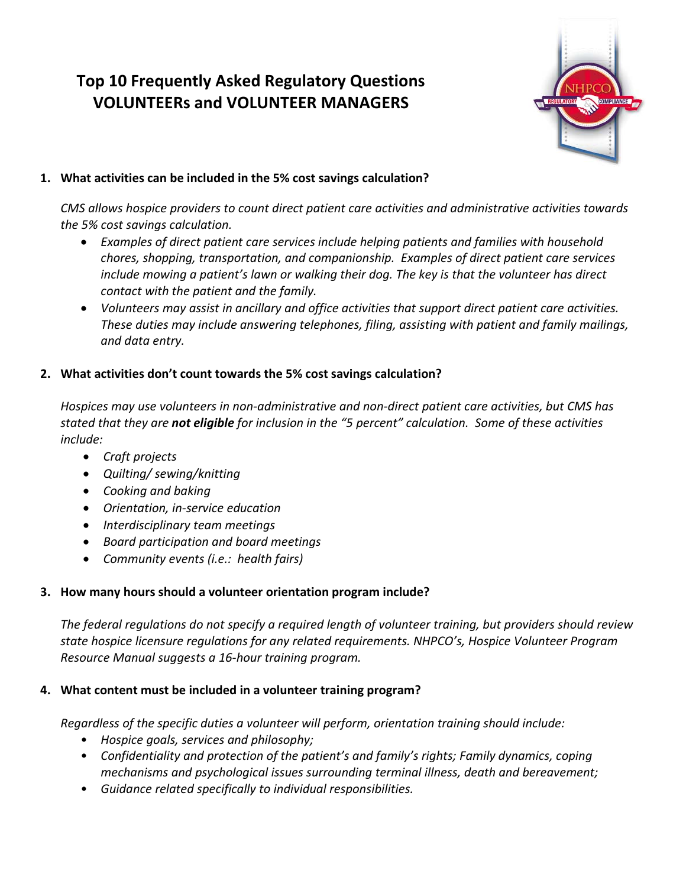# Top 10 Frequently Asked Regulatory Questions
# VOLUNTEERs and VOLUNTEER MANAGERS

1. **What activities can be included in the 5% cost savings calculation?**

   *CMS allows hospice providers to count direct patient care activities and administrative activities towards the 5% cost savings calculation.*

   - *Examples of direct patient care services include helping patients and families with household chores, shopping, transportation, and companionship. Examples of direct patient care services include mowing a patient's lawn or walking their dog. The key is that the volunteer has direct contact with the patient and the family.*
   - *Volunteers may assist in ancillary and office activities that support direct patient care activities. These duties may include answering telephones, filing, assisting with patient and family mailings, and data entry.*

2. **What activities don't count towards the 5% cost savings calculation?**

   *Hospices may use volunteers in non-administrative and non-direct patient care activities, but CMS has stated that they are* ***not eligible*** *for inclusion in the "5 percent" calculation. Some of these activities include:*

   - *Craft projects*
   - *Quilting/ sewing/knitting*
   - *Cooking and baking*
   - *Orientation, in-service education*
   - *Interdisciplinary team meetings*
   - *Board participation and board meetings*
   - *Community events (i.e.: health fairs)*

3. **How many hours should a volunteer orientation program include?**

   *The federal regulations do not specify a required length of volunteer training, but providers should review state hospice licensure regulations for any related requirements. NHPCO's, Hospice Volunteer Program Resource Manual suggests a 16-hour training program.*

4. **What content must be included in a volunteer training program?**

   *Regardless of the specific duties a volunteer will perform, orientation training should include:*

   - *Hospice goals, services and philosophy;*
   - *Confidentiality and protection of the patient's and family's rights; Family dynamics, coping mechanisms and psychological issues surrounding terminal illness, death and bereavement;*
   - *Guidance related specifically to individual responsibilities.*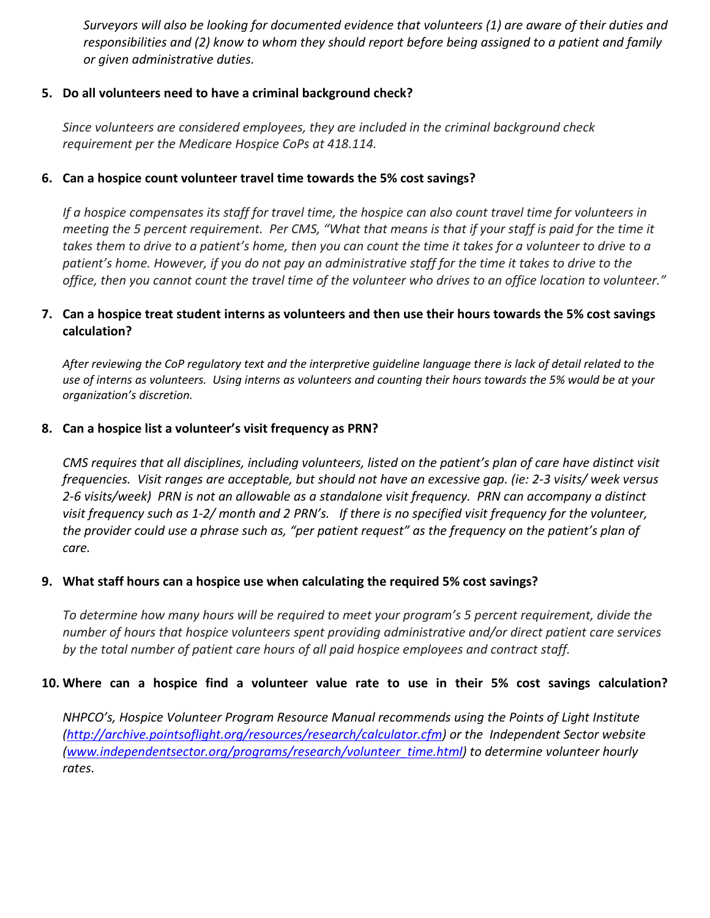*Surveyors will also be looking for documented evidence that volunteers (1) are aware of their duties and responsibilities and (2) know to whom they should report before being assigned to a patient and family or given administrative duties.*

**5. Do all volunteers need to have a criminal background check?**

*Since volunteers are considered employees, they are included in the criminal background check requirement per the Medicare Hospice CoPs at 418.114.*

**6. Can a hospice count volunteer travel time towards the 5% cost savings?**

*If a hospice compensates its staff for travel time, the hospice can also count travel time for volunteers in meeting the 5 percent requirement. Per CMS, "What that means is that if your staff is paid for the time it takes them to drive to a patient's home, then you can count the time it takes for a volunteer to drive to a patient's home. However, if you do not pay an administrative staff for the time it takes to drive to the office, then you cannot count the travel time of the volunteer who drives to an office location to volunteer."*

**7. Can a hospice treat student interns as volunteers and then use their hours towards the 5% cost savings calculation?**

*After reviewing the CoP regulatory text and the interpretive guideline language there is lack of detail related to the use of interns as volunteers. Using interns as volunteers and counting their hours towards the 5% would be at your organization's discretion.*

**8. Can a hospice list a volunteer's visit frequency as PRN?**

*CMS requires that all disciplines, including volunteers, listed on the patient's plan of care have distinct visit frequencies. Visit ranges are acceptable, but should not have an excessive gap. (ie: 2-3 visits/ week versus 2-6 visits/week) PRN is not an allowable as a standalone visit frequency. PRN can accompany a distinct visit frequency such as 1-2/ month and 2 PRN's. If there is no specified visit frequency for the volunteer, the provider could use a phrase such as, "per patient request" as the frequency on the patient's plan of care.*

**9. What staff hours can a hospice use when calculating the required 5% cost savings?**

*To determine how many hours will be required to meet your program's 5 percent requirement, divide the number of hours that hospice volunteers spent providing administrative and/or direct patient care services by the total number of patient care hours of all paid hospice employees and contract staff.*

**10. Where can a hospice find a volunteer value rate to use in their 5% cost savings calculation?**

*NHPCO's, Hospice Volunteer Program Resource Manual recommends using the Points of Light Institute ([http://archive.pointsoflight.org/resources/research/calculator.cfm](http://archive.pointsoflight.org/resources/research/calculator.cfm)) or the Independent Sector website ([www.independentsector.org/programs/research/volunteer_time.html](www.independentsector.org/programs/research/volunteer_time.html)) to determine volunteer hourly rates.*